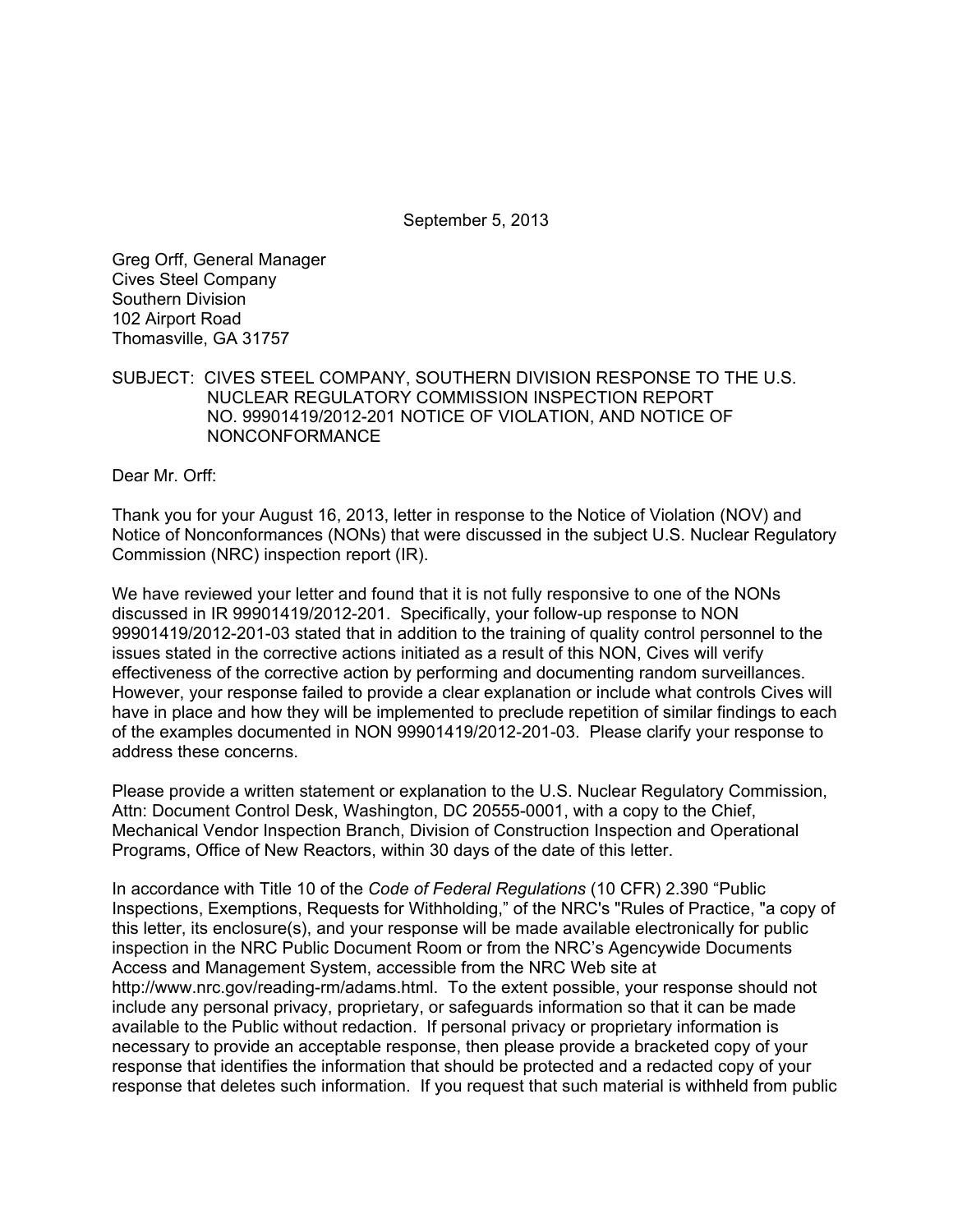September 5, 2013

Greg Orff, General Manager
Cives Steel Company
Southern Division
102 Airport Road
Thomasville, GA 31757

SUBJECT: CIVES STEEL COMPANY, SOUTHERN DIVISION RESPONSE TO THE U.S. NUCLEAR REGULATORY COMMISSION INSPECTION REPORT NO. 99901419/2012-201 NOTICE OF VIOLATION, AND NOTICE OF NONCONFORMANCE

Dear Mr. Orff:

Thank you for your August 16, 2013, letter in response to the Notice of Violation (NOV) and Notice of Nonconformances (NONs) that were discussed in the subject U.S. Nuclear Regulatory Commission (NRC) inspection report (IR).

We have reviewed your letter and found that it is not fully responsive to one of the NONs discussed in IR 99901419/2012-201. Specifically, your follow-up response to NON 99901419/2012-201-03 stated that in addition to the training of quality control personnel to the issues stated in the corrective actions initiated as a result of this NON, Cives will verify effectiveness of the corrective action by performing and documenting random surveillances. However, your response failed to provide a clear explanation or include what controls Cives will have in place and how they will be implemented to preclude repetition of similar findings to each of the examples documented in NON 99901419/2012-201-03. Please clarify your response to address these concerns.

Please provide a written statement or explanation to the U.S. Nuclear Regulatory Commission, Attn: Document Control Desk, Washington, DC 20555-0001, with a copy to the Chief, Mechanical Vendor Inspection Branch, Division of Construction Inspection and Operational Programs, Office of New Reactors, within 30 days of the date of this letter.

In accordance with Title 10 of the *Code of Federal Regulations* (10 CFR) 2.390 "Public Inspections, Exemptions, Requests for Withholding," of the NRC's "Rules of Practice, "a copy of this letter, its enclosure(s), and your response will be made available electronically for public inspection in the NRC Public Document Room or from the NRC's Agencywide Documents Access and Management System, accessible from the NRC Web site at http://www.nrc.gov/reading-rm/adams.html. To the extent possible, your response should not include any personal privacy, proprietary, or safeguards information so that it can be made available to the Public without redaction. If personal privacy or proprietary information is necessary to provide an acceptable response, then please provide a bracketed copy of your response that identifies the information that should be protected and a redacted copy of your response that deletes such information. If you request that such material is withheld from public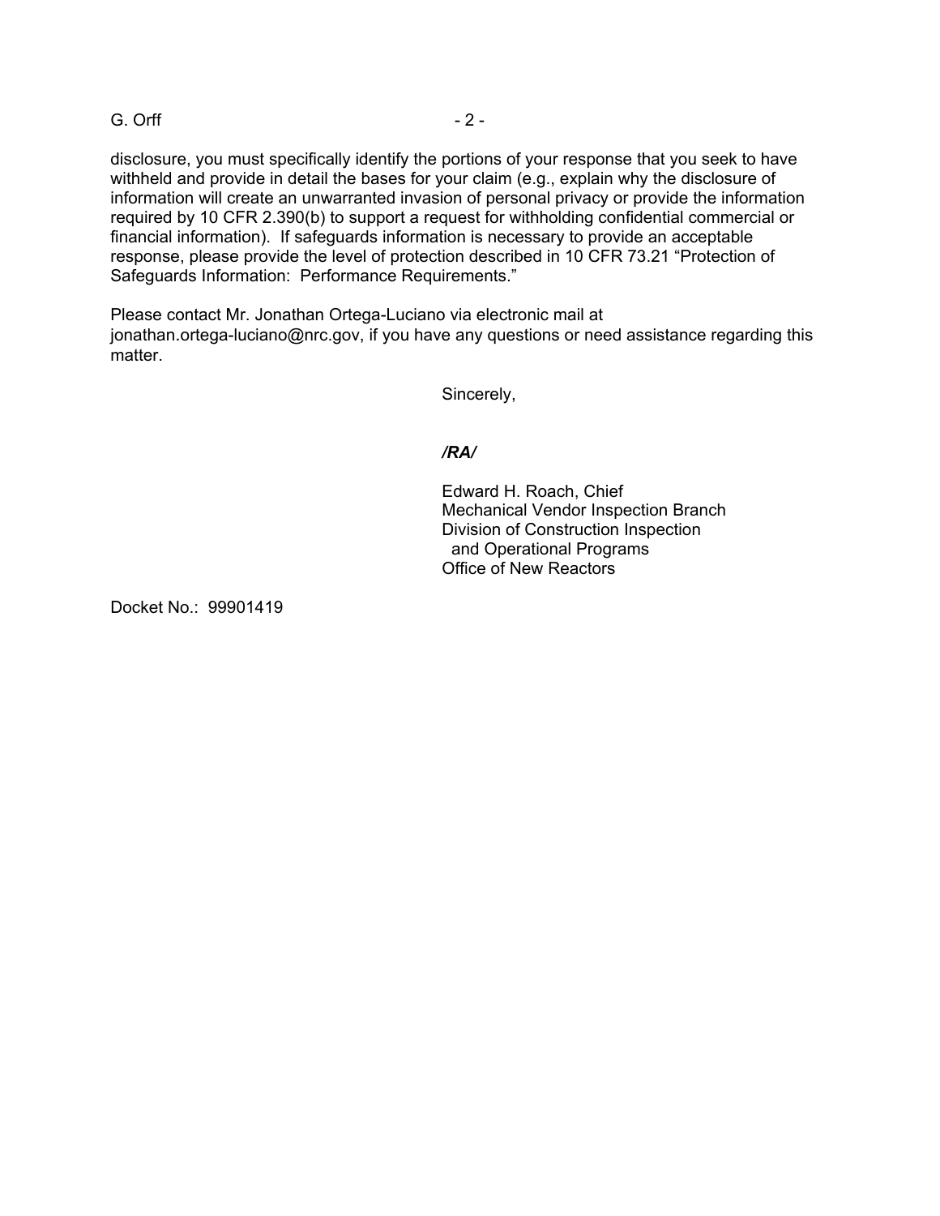disclosure, you must specifically identify the portions of your response that you seek to have withheld and provide in detail the bases for your claim (e.g., explain why the disclosure of information will create an unwarranted invasion of personal privacy or provide the information required by 10 CFR 2.390(b) to support a request for withholding confidential commercial or financial information). If safeguards information is necessary to provide an acceptable response, please provide the level of protection described in 10 CFR 73.21 "Protection of Safeguards Information: Performance Requirements."

Please contact Mr. Jonathan Ortega-Luciano via electronic mail at jonathan.ortega-luciano@nrc.gov, if you have any questions or need assistance regarding this matter.

Sincerely,

*/RA/*

Edward H. Roach, Chief
Mechanical Vendor Inspection Branch
Division of Construction Inspection
and Operational Programs
Office of New Reactors

Docket No.: 99901419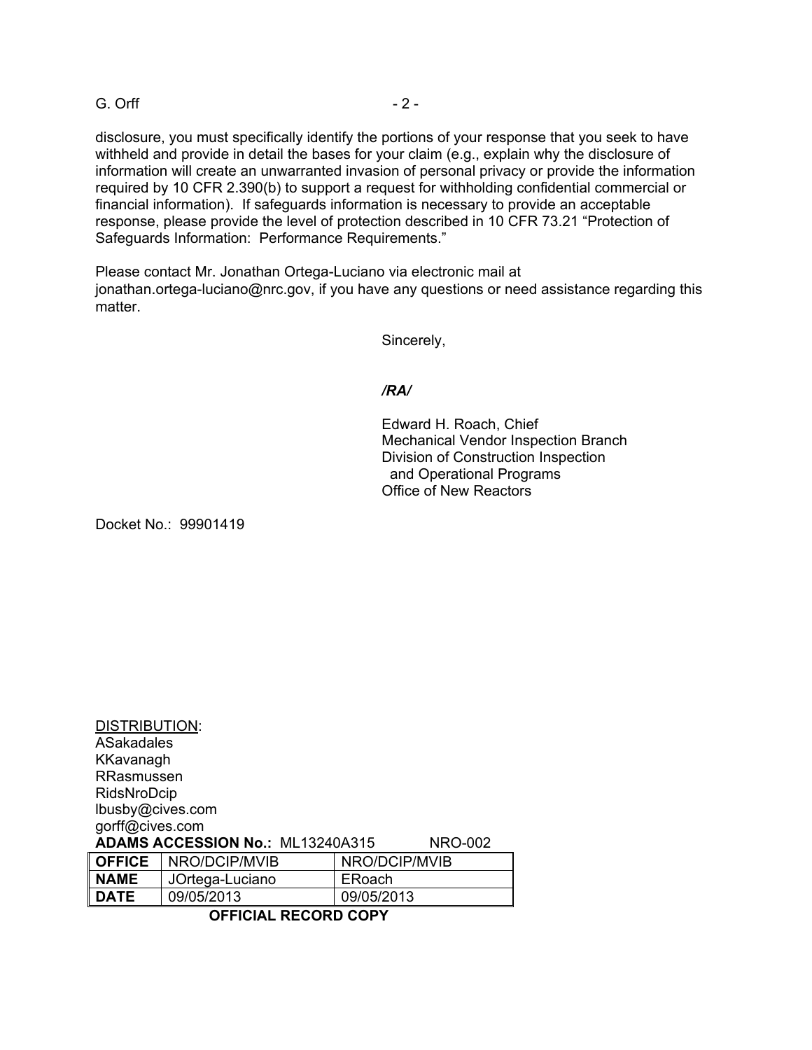disclosure, you must specifically identify the portions of your response that you seek to have withheld and provide in detail the bases for your claim (e.g., explain why the disclosure of information will create an unwarranted invasion of personal privacy or provide the information required by 10 CFR 2.390(b) to support a request for withholding confidential commercial or financial information). If safeguards information is necessary to provide an acceptable response, please provide the level of protection described in 10 CFR 73.21 "Protection of Safeguards Information: Performance Requirements."

Please contact Mr. Jonathan Ortega-Luciano via electronic mail at jonathan.ortega-luciano@nrc.gov, if you have any questions or need assistance regarding this matter.

Sincerely,

***/RA/***

Edward H. Roach, Chief
Mechanical Vendor Inspection Branch
Division of Construction Inspection
and Operational Programs
Office of New Reactors

Docket No.: 99901419

DISTRIBUTION:
ASakadales
KKavanagh
RRasmussen
RidsNroDcip
lbusby@cives.com
gorff@cives.com

**ADAMS ACCESSION No.:** ML13240A315 NRO-002

| | | |
|---|---|---|
| **OFFICE** | NRO/DCIP/MVIB | NRO/DCIP/MVIB |
| **NAME** | JOrtega-Luciano | ERoach |
| **DATE** | 09/05/2013 | 09/05/2013 |

**OFFICIAL RECORD COPY**